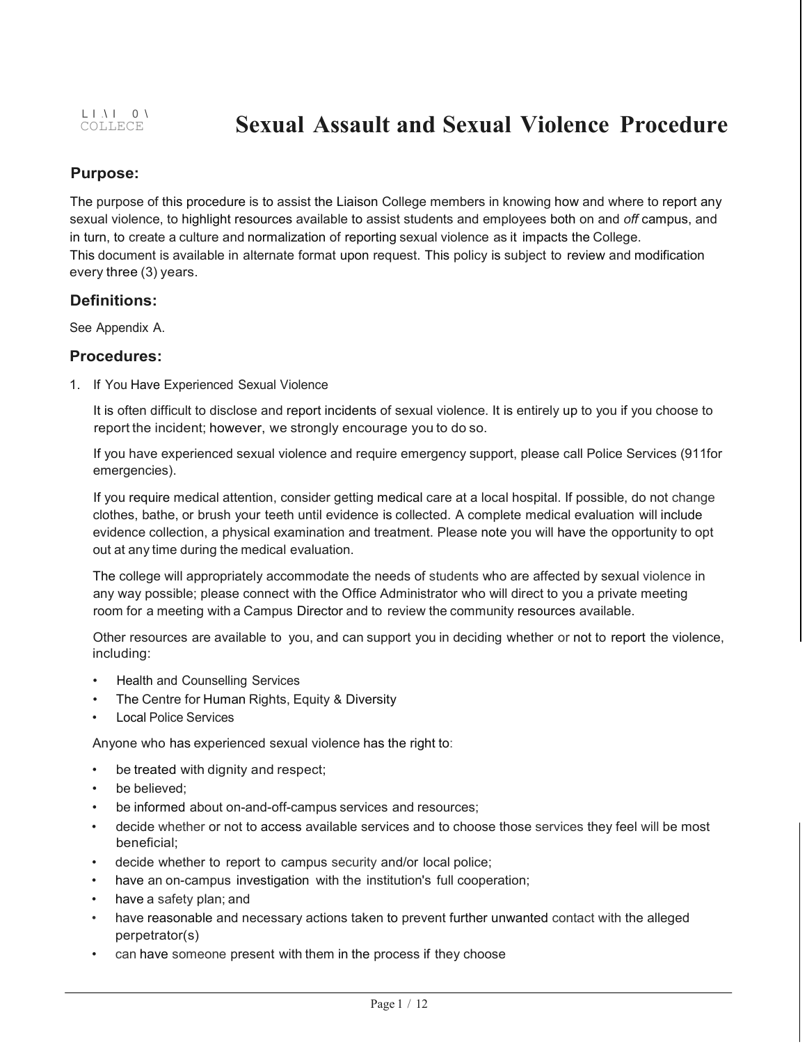LI\I 0\
COLLECE

# Sexual Assault and Sexual Violence Procedure

## Purpose:

The purpose of this procedure is to assist the Liaison College members in knowing how and where to report any sexual violence, to highlight resources available to assist students and employees both on and *off* campus, and in turn, to create a culture and normalization of reporting sexual violence as it impacts the College.
This document is available in alternate format upon request. This policy is subject to review and modification every three (3) years.

## Definitions:

See Appendix A.

## Procedures:

1. If You Have Experienced Sexual Violence

   It is often difficult to disclose and report incidents of sexual violence. It is entirely up to you if you choose to report the incident; however, we strongly encourage you to do so.

   If you have experienced sexual violence and require emergency support, please call Police Services (911for emergencies).

   If you require medical attention, consider getting medical care at a local hospital. If possible, do not change clothes, bathe, or brush your teeth until evidence is collected. A complete medical evaluation will include evidence collection, a physical examination and treatment. Please note you will have the opportunity to opt out at any time during the medical evaluation.

   The college will appropriately accommodate the needs of students who are affected by sexual violence in any way possible; please connect with the Office Administrator who will direct to you a private meeting room for a meeting with a Campus Director and to review the community resources available.

   Other resources are available to you, and can support you in deciding whether or not to report the violence, including:

   - Health and Counselling Services
   - The Centre for Human Rights, Equity & Diversity
   - Local Police Services

   Anyone who has experienced sexual violence has the right to:

   - be treated with dignity and respect;
   - be believed;
   - be informed about on-and-off-campus services and resources;
   - decide whether or not to access available services and to choose those services they feel will be most beneficial;
   - decide whether to report to campus security and/or local police;
   - have an on-campus investigation with the institution's full cooperation;
   - have a safety plan; and
   - have reasonable and necessary actions taken to prevent further unwanted contact with the alleged perpetrator(s)
   - can have someone present with them in the process if they choose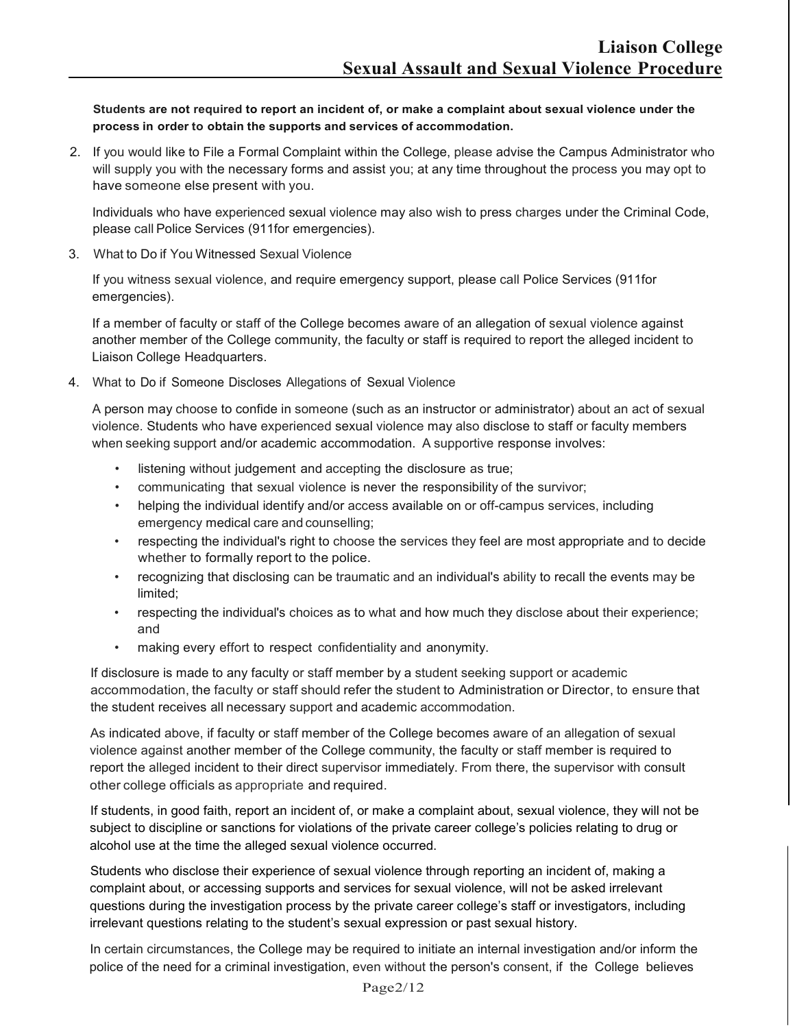**Students are not required to report an incident of, or make a complaint about sexual violence under the process in order to obtain the supports and services of accommodation.**

2. If you would like to File a Formal Complaint within the College, please advise the Campus Administrator who will supply you with the necessary forms and assist you; at any time throughout the process you may opt to have someone else present with you.

   Individuals who have experienced sexual violence may also wish to press charges under the Criminal Code, please call Police Services (911for emergencies).

3. What to Do if You Witnessed Sexual Violence

   If you witness sexual violence, and require emergency support, please call Police Services (911for emergencies).

   If a member of faculty or staff of the College becomes aware of an allegation of sexual violence against another member of the College community, the faculty or staff is required to report the alleged incident to Liaison College Headquarters.

4. What to Do if Someone Discloses Allegations of Sexual Violence

   A person may choose to confide in someone (such as an instructor or administrator) about an act of sexual violence. Students who have experienced sexual violence may also disclose to staff or faculty members when seeking support and/or academic accommodation. A supportive response involves:

   - listening without judgement and accepting the disclosure as true;
   - communicating that sexual violence is never the responsibility of the survivor;
   - helping the individual identify and/or access available on or off-campus services, including emergency medical care and counselling;
   - respecting the individual's right to choose the services they feel are most appropriate and to decide whether to formally report to the police.
   - recognizing that disclosing can be traumatic and an individual's ability to recall the events may be limited;
   - respecting the individual's choices as to what and how much they disclose about their experience; and
   - making every effort to respect confidentiality and anonymity.

   If disclosure is made to any faculty or staff member by a student seeking support or academic accommodation, the faculty or staff should refer the student to Administration or Director, to ensure that the student receives all necessary support and academic accommodation.

   As indicated above, if faculty or staff member of the College becomes aware of an allegation of sexual violence against another member of the College community, the faculty or staff member is required to report the alleged incident to their direct supervisor immediately. From there, the supervisor with consult other college officials as appropriate and required.

   If students, in good faith, report an incident of, or make a complaint about, sexual violence, they will not be subject to discipline or sanctions for violations of the private career college's policies relating to drug or alcohol use at the time the alleged sexual violence occurred.

   Students who disclose their experience of sexual violence through reporting an incident of, making a complaint about, or accessing supports and services for sexual violence, will not be asked irrelevant questions during the investigation process by the private career college's staff or investigators, including irrelevant questions relating to the student's sexual expression or past sexual history.

   In certain circumstances, the College may be required to initiate an internal investigation and/or inform the police of the need for a criminal investigation, even without the person's consent, if the College believes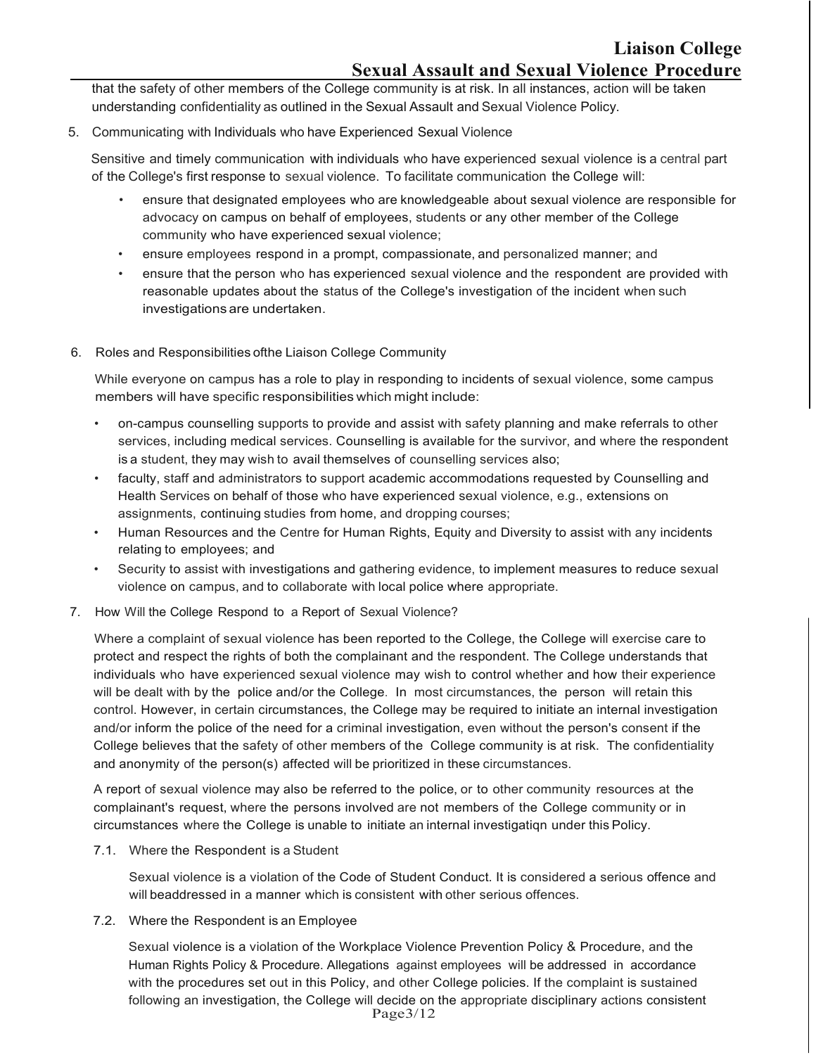that the safety of other members of the College community is at risk. In all instances, action will be taken understanding confidentiality as outlined in the Sexual Assault and Sexual Violence Policy.

5. Communicating with Individuals who have Experienced Sexual Violence

   Sensitive and timely communication with individuals who have experienced sexual violence is a central part of the College's first response to sexual violence. To facilitate communication the College will:

   - ensure that designated employees who are knowledgeable about sexual violence are responsible for advocacy on campus on behalf of employees, students or any other member of the College community who have experienced sexual violence;
   - ensure employees respond in a prompt, compassionate, and personalized manner; and
   - ensure that the person who has experienced sexual violence and the respondent are provided with reasonable updates about the status of the College's investigation of the incident when such investigations are undertaken.

6. Roles and Responsibilities ofthe Liaison College Community

   While everyone on campus has a role to play in responding to incidents of sexual violence, some campus members will have specific responsibilities which might include:

   - on-campus counselling supports to provide and assist with safety planning and make referrals to other services, including medical services. Counselling is available for the survivor, and where the respondent is a student, they may wish to avail themselves of counselling services also;
   - faculty, staff and administrators to support academic accommodations requested by Counselling and Health Services on behalf of those who have experienced sexual violence, e.g., extensions on assignments, continuing studies from home, and dropping courses;
   - Human Resources and the Centre for Human Rights, Equity and Diversity to assist with any incidents relating to employees; and
   - Security to assist with investigations and gathering evidence, to implement measures to reduce sexual violence on campus, and to collaborate with local police where appropriate.

7. How Will the College Respond to a Report of Sexual Violence?

   Where a complaint of sexual violence has been reported to the College, the College will exercise care to protect and respect the rights of both the complainant and the respondent. The College understands that individuals who have experienced sexual violence may wish to control whether and how their experience will be dealt with by the police and/or the College. In most circumstances, the person will retain this control. However, in certain circumstances, the College may be required to initiate an internal investigation and/or inform the police of the need for a criminal investigation, even without the person's consent if the College believes that the safety of other members of the College community is at risk. The confidentiality and anonymity of the person(s) affected will be prioritized in these circumstances.

   A report of sexual violence may also be referred to the police, or to other community resources at the complainant's request, where the persons involved are not members of the College community or in circumstances where the College is unable to initiate an internal investigatiqn under this Policy.

   7.1. Where the Respondent is a Student

   Sexual violence is a violation of the Code of Student Conduct. It is considered a serious offence and will beaddressed in a manner which is consistent with other serious offences.

   7.2. Where the Respondent is an Employee

   Sexual violence is a violation of the Workplace Violence Prevention Policy & Procedure, and the Human Rights Policy & Procedure. Allegations against employees will be addressed in accordance with the procedures set out in this Policy, and other College policies. If the complaint is sustained following an investigation, the College will decide on the appropriate disciplinary actions consistent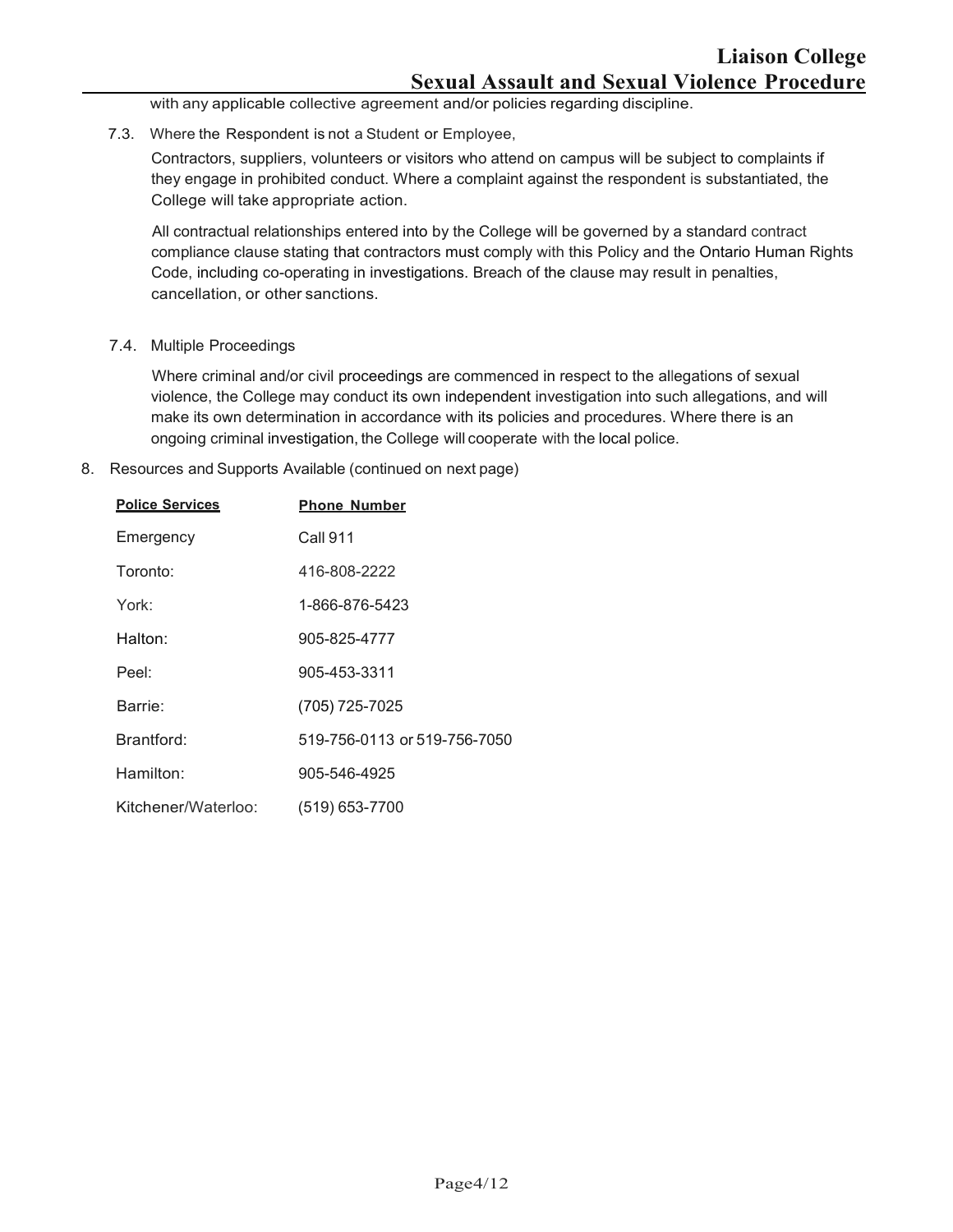with any applicable collective agreement and/or policies regarding discipline.

7.3. Where the Respondent is not a Student or Employee,

Contractors, suppliers, volunteers or visitors who attend on campus will be subject to complaints if they engage in prohibited conduct. Where a complaint against the respondent is substantiated, the College will take appropriate action.

All contractual relationships entered into by the College will be governed by a standard contract compliance clause stating that contractors must comply with this Policy and the Ontario Human Rights Code, including co-operating in investigations. Breach of the clause may result in penalties, cancellation, or other sanctions.

7.4. Multiple Proceedings

Where criminal and/or civil proceedings are commenced in respect to the allegations of sexual violence, the College may conduct its own independent investigation into such allegations, and will make its own determination in accordance with its policies and procedures. Where there is an ongoing criminal investigation, the College will cooperate with the local police.

8. Resources and Supports Available (continued on next page)

| **Police Services** | **Phone Number** |
|---|---|
| Emergency | Call 911 |
| Toronto: | 416-808-2222 |
| York: | 1-866-876-5423 |
| Halton: | 905-825-4777 |
| Peel: | 905-453-3311 |
| Barrie: | (705) 725-7025 |
| Brantford: | 519-756-0113 or 519-756-7050 |
| Hamilton: | 905-546-4925 |
| Kitchener/Waterloo: | (519) 653-7700 |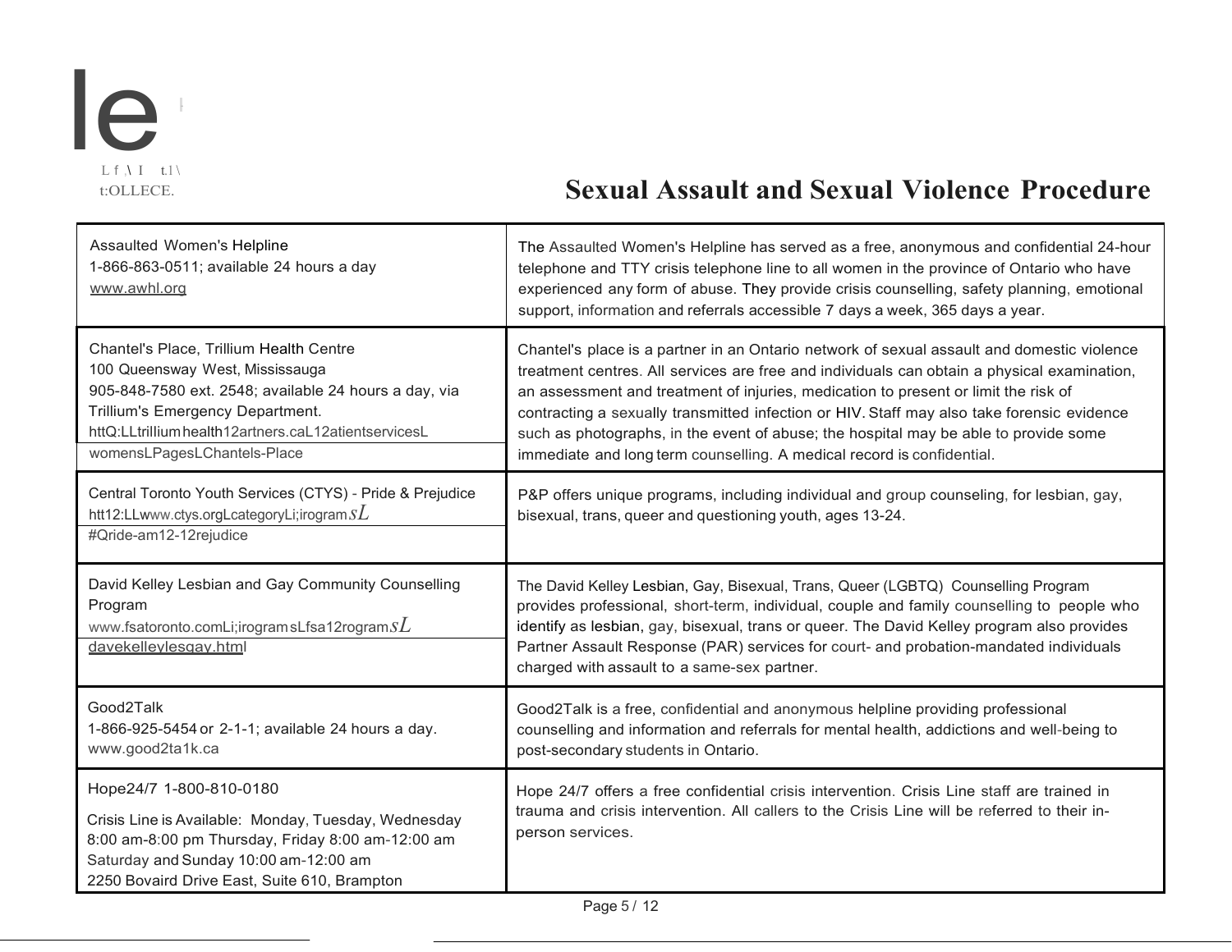| Assaulted Women's Helpline<br>1-866-863-0511; available 24 hours a day<br>www.awhl.org | The Assaulted Women's Helpline has served as a free, anonymous and confidential 24-hour telephone and TTY crisis telephone line to all women in the province of Ontario who have experienced any form of abuse. They provide crisis counselling, safety planning, emotional support, information and referrals accessible 7 days a week, 365 days a year. |
|---|---|
| Chantel's Place, Trillium Health Centre<br>100 Queensway West, Mississauga<br>905-848-7580 ext. 2548; available 24 hours a day, via Trillium's Emergency Department.<br>httQ:LLtrilliumhealth12artners.caL12atientservicesL womensLPagesLChantels-Place | Chantel's place is a partner in an Ontario network of sexual assault and domestic violence treatment centres. All services are free and individuals can obtain a physical examination, an assessment and treatment of injuries, medication to present or limit the risk of contracting a sexually transmitted infection or HIV. Staff may also take forensic evidence such as photographs, in the event of abuse; the hospital may be able to provide some immediate and long term counselling. A medical record is confidential. |
| Central Toronto Youth Services (CTYS) - Pride & Prejudice<br>htt12:LLwww.ctys.orgLcategoryLi;irogramsL #Qride-am12-12rejudice | P&P offers unique programs, including individual and group counseling, for lesbian, gay, bisexual, trans, queer and questioning youth, ages 13-24. |
| David Kelley Lesbian and Gay Community Counselling Program<br>www.fsatoronto.comLi;irogramsLfsa12rogramsL davekelleylesgay.html | The David Kelley Lesbian, Gay, Bisexual, Trans, Queer (LGBTQ) Counselling Program provides professional, short-term, individual, couple and family counselling to people who identify as lesbian, gay, bisexual, trans or queer. The David Kelley program also provides Partner Assault Response (PAR) services for court- and probation-mandated individuals charged with assault to a same-sex partner. |
| Good2Talk<br>1-866-925-5454 or 2-1-1; available 24 hours a day.<br>www.good2ta1k.ca | Good2Talk is a free, confidential and anonymous helpline providing professional counselling and information and referrals for mental health, addictions and well-being to post-secondary students in Ontario. |
| Hope24/7 1-800-810-0180<br>Crisis Line is Available: Monday, Tuesday, Wednesday 8:00 am-8:00 pm Thursday, Friday 8:00 am-12:00 am Saturday and Sunday 10:00 am-12:00 am<br>2250 Bovaird Drive East, Suite 610, Brampton | Hope 24/7 offers a free confidential crisis intervention. Crisis Line staff are trained in trauma and crisis intervention. All callers to the Crisis Line will be referred to their in-person services. |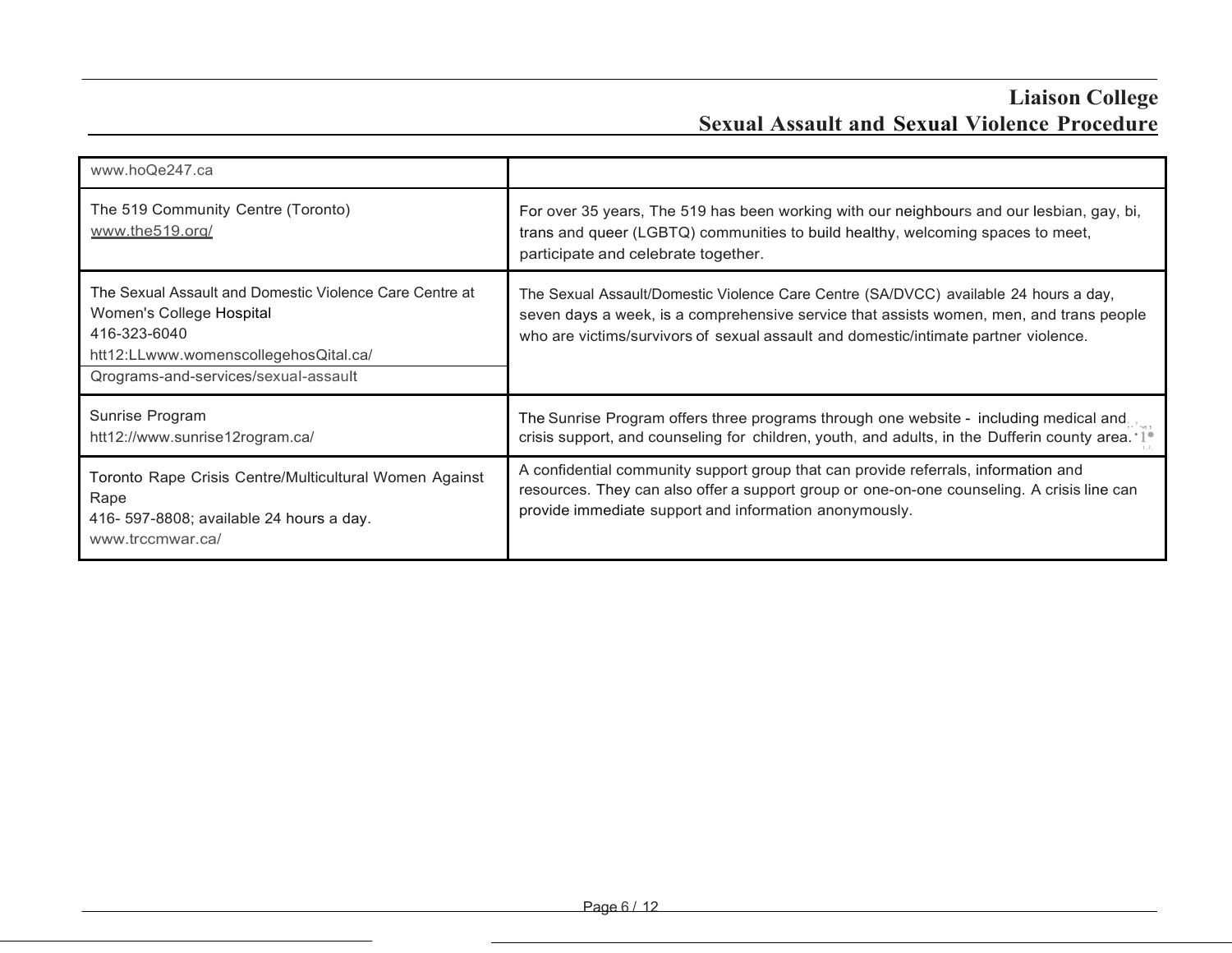| | |
|---|---|
| www.hoQe247.ca | |
| The 519 Community Centre (Toronto)<br>www.the519.org/ | For over 35 years, The 519 has been working with our neighbours and our lesbian, gay, bi, trans and queer (LGBTQ) communities to build healthy, welcoming spaces to meet, participate and celebrate together. |
| The Sexual Assault and Domestic Violence Care Centre at Women's College Hospital<br>416-323-6040<br>htt12:LLwww.womenscollegehosQital.ca/<br>Qrograms-and-services/sexual-assault | The Sexual Assault/Domestic Violence Care Centre (SA/DVCC) available 24 hours a day, seven days a week, is a comprehensive service that assists women, men, and trans people who are victims/survivors of sexual assault and domestic/intimate partner violence. |
| Sunrise Program<br>htt12://www.sunrise12rogram.ca/ | The Sunrise Program offers three programs through one website - including medical and crisis support, and counseling for children, youth, and adults, in the Dufferin county area. |
| Toronto Rape Crisis Centre/Multicultural Women Against Rape<br>416- 597-8808; available 24 hours a day.<br>www.trccmwar.ca/ | A confidential community support group that can provide referrals, information and resources. They can also offer a support group or one-on-one counseling. A crisis line can provide immediate support and information anonymously. |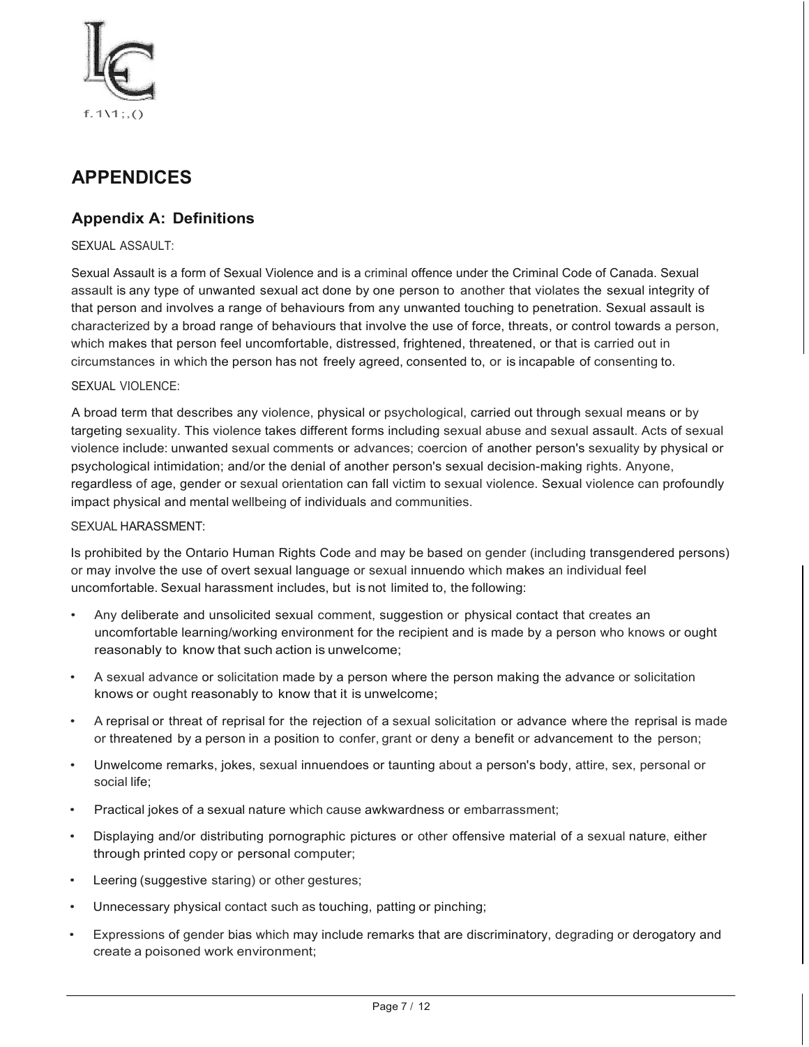# APPENDICES

## Appendix A: Definitions

SEXUAL ASSAULT:

Sexual Assault is a form of Sexual Violence and is a criminal offence under the Criminal Code of Canada. Sexual assault is any type of unwanted sexual act done by one person to another that violates the sexual integrity of that person and involves a range of behaviours from any unwanted touching to penetration. Sexual assault is characterized by a broad range of behaviours that involve the use of force, threats, or control towards a person, which makes that person feel uncomfortable, distressed, frightened, threatened, or that is carried out in circumstances in which the person has not freely agreed, consented to, or is incapable of consenting to.

SEXUAL VIOLENCE:

A broad term that describes any violence, physical or psychological, carried out through sexual means or by targeting sexuality. This violence takes different forms including sexual abuse and sexual assault. Acts of sexual violence include: unwanted sexual comments or advances; coercion of another person's sexuality by physical or psychological intimidation; and/or the denial of another person's sexual decision-making rights. Anyone, regardless of age, gender or sexual orientation can fall victim to sexual violence. Sexual violence can profoundly impact physical and mental wellbeing of individuals and communities.

SEXUAL HARASSMENT:

Is prohibited by the Ontario Human Rights Code and may be based on gender (including transgendered persons) or may involve the use of overt sexual language or sexual innuendo which makes an individual feel uncomfortable. Sexual harassment includes, but is not limited to, the following:

- Any deliberate and unsolicited sexual comment, suggestion or physical contact that creates an uncomfortable learning/working environment for the recipient and is made by a person who knows or ought reasonably to know that such action is unwelcome;
- A sexual advance or solicitation made by a person where the person making the advance or solicitation knows or ought reasonably to know that it is unwelcome;
- A reprisal or threat of reprisal for the rejection of a sexual solicitation or advance where the reprisal is made or threatened by a person in a position to confer, grant or deny a benefit or advancement to the person;
- Unwelcome remarks, jokes, sexual innuendoes or taunting about a person's body, attire, sex, personal or social life;
- Practical jokes of a sexual nature which cause awkwardness or embarrassment;
- Displaying and/or distributing pornographic pictures or other offensive material of a sexual nature, either through printed copy or personal computer;
- Leering (suggestive staring) or other gestures;
- Unnecessary physical contact such as touching, patting or pinching;
- Expressions of gender bias which may include remarks that are discriminatory, degrading or derogatory and create a poisoned work environment;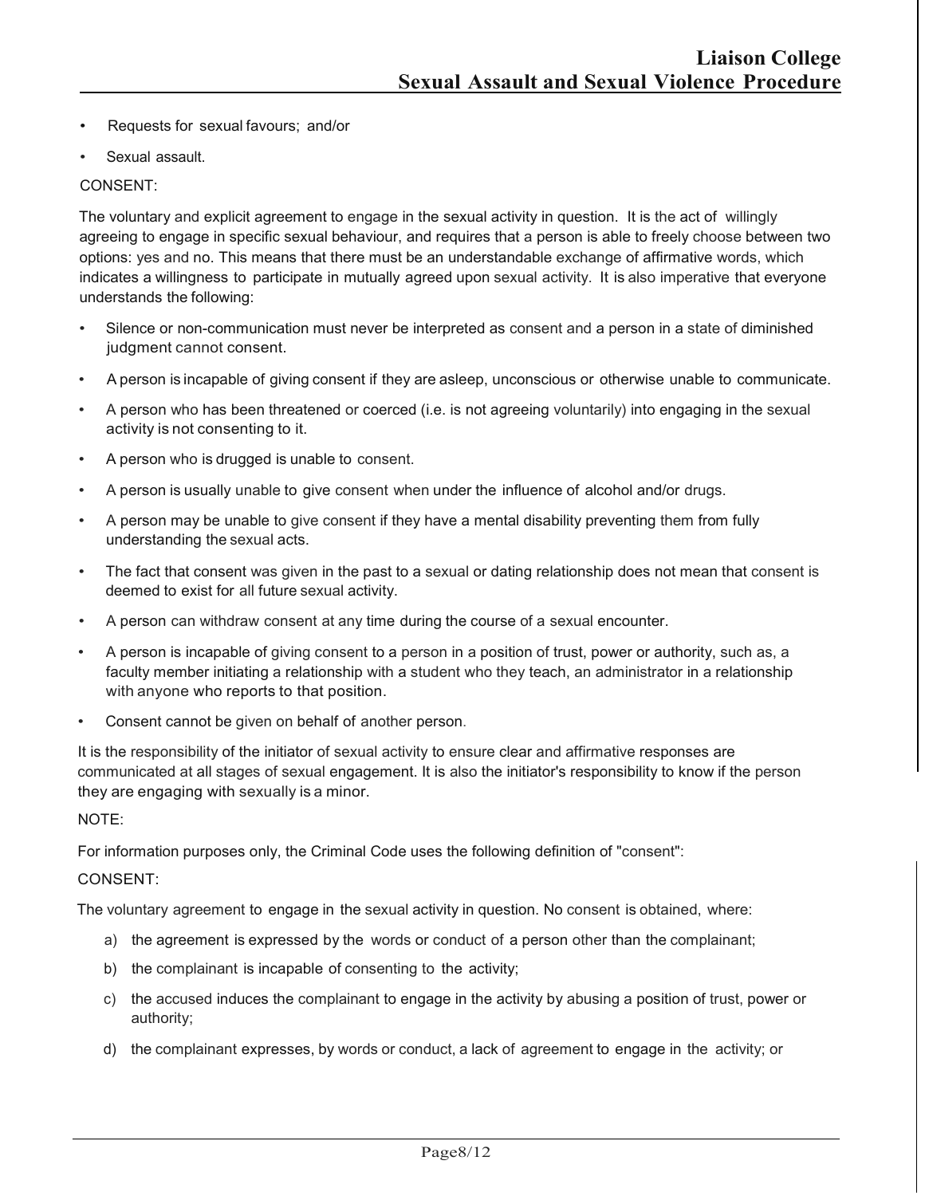- Requests for sexual favours; and/or
- Sexual assault.

CONSENT:

The voluntary and explicit agreement to engage in the sexual activity in question. It is the act of willingly agreeing to engage in specific sexual behaviour, and requires that a person is able to freely choose between two options: yes and no. This means that there must be an understandable exchange of affirmative words, which indicates a willingness to participate in mutually agreed upon sexual activity. It is also imperative that everyone understands the following:

- Silence or non-communication must never be interpreted as consent and a person in a state of diminished judgment cannot consent.
- A person is incapable of giving consent if they are asleep, unconscious or otherwise unable to communicate.
- A person who has been threatened or coerced (i.e. is not agreeing voluntarily) into engaging in the sexual activity is not consenting to it.
- A person who is drugged is unable to consent.
- A person is usually unable to give consent when under the influence of alcohol and/or drugs.
- A person may be unable to give consent if they have a mental disability preventing them from fully understanding the sexual acts.
- The fact that consent was given in the past to a sexual or dating relationship does not mean that consent is deemed to exist for all future sexual activity.
- A person can withdraw consent at any time during the course of a sexual encounter.
- A person is incapable of giving consent to a person in a position of trust, power or authority, such as, a faculty member initiating a relationship with a student who they teach, an administrator in a relationship with anyone who reports to that position.
- Consent cannot be given on behalf of another person.

It is the responsibility of the initiator of sexual activity to ensure clear and affirmative responses are communicated at all stages of sexual engagement. It is also the initiator's responsibility to know if the person they are engaging with sexually is a minor.

NOTE:

For information purposes only, the Criminal Code uses the following definition of "consent":

CONSENT:

The voluntary agreement to engage in the sexual activity in question. No consent is obtained, where:

a) the agreement is expressed by the words or conduct of a person other than the complainant;
b) the complainant is incapable of consenting to the activity;
c) the accused induces the complainant to engage in the activity by abusing a position of trust, power or authority;
d) the complainant expresses, by words or conduct, a lack of agreement to engage in the activity; or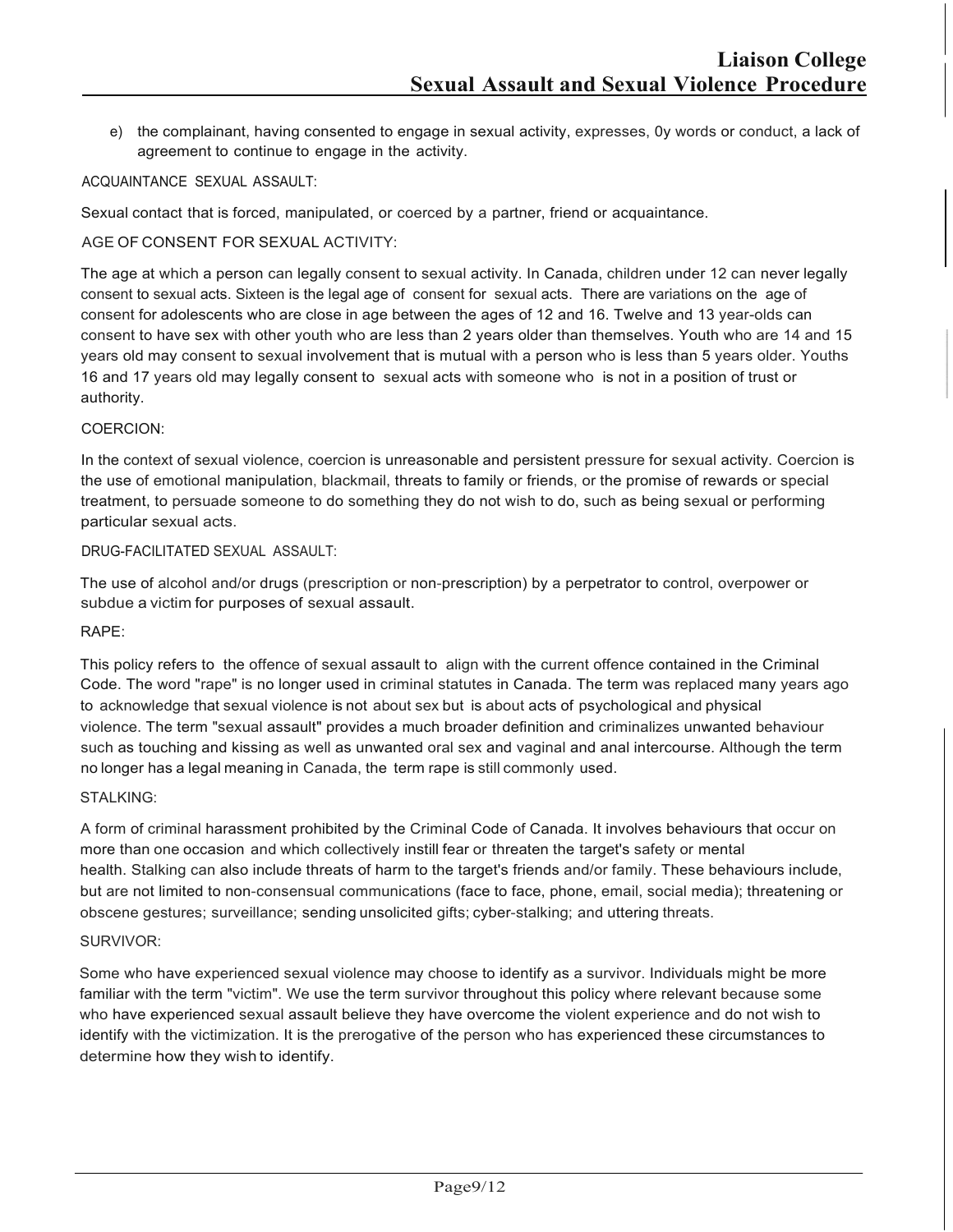e) the complainant, having consented to engage in sexual activity, expresses, 0y words or conduct, a lack of agreement to continue to engage in the activity.

ACQUAINTANCE SEXUAL ASSAULT:

Sexual contact that is forced, manipulated, or coerced by a partner, friend or acquaintance.

AGE OF CONSENT FOR SEXUAL ACTIVITY:

The age at which a person can legally consent to sexual activity. In Canada, children under 12 can never legally consent to sexual acts. Sixteen is the legal age of consent for sexual acts. There are variations on the age of consent for adolescents who are close in age between the ages of 12 and 16. Twelve and 13 year-olds can consent to have sex with other youth who are less than 2 years older than themselves. Youth who are 14 and 15 years old may consent to sexual involvement that is mutual with a person who is less than 5 years older. Youths 16 and 17 years old may legally consent to sexual acts with someone who is not in a position of trust or authority.

COERCION:

In the context of sexual violence, coercion is unreasonable and persistent pressure for sexual activity. Coercion is the use of emotional manipulation, blackmail, threats to family or friends, or the promise of rewards or special treatment, to persuade someone to do something they do not wish to do, such as being sexual or performing particular sexual acts.

DRUG-FACILITATED SEXUAL ASSAULT:

The use of alcohol and/or drugs (prescription or non-prescription) by a perpetrator to control, overpower or subdue a victim for purposes of sexual assault.

RAPE:

This policy refers to the offence of sexual assault to align with the current offence contained in the Criminal Code. The word "rape" is no longer used in criminal statutes in Canada. The term was replaced many years ago to acknowledge that sexual violence is not about sex but is about acts of psychological and physical violence. The term "sexual assault" provides a much broader definition and criminalizes unwanted behaviour such as touching and kissing as well as unwanted oral sex and vaginal and anal intercourse. Although the term no longer has a legal meaning in Canada, the term rape is still commonly used.

STALKING:

A form of criminal harassment prohibited by the Criminal Code of Canada. It involves behaviours that occur on more than one occasion and which collectively instill fear or threaten the target's safety or mental health. Stalking can also include threats of harm to the target's friends and/or family. These behaviours include, but are not limited to non-consensual communications (face to face, phone, email, social media); threatening or obscene gestures; surveillance; sending unsolicited gifts; cyber-stalking; and uttering threats.

SURVIVOR:

Some who have experienced sexual violence may choose to identify as a survivor. Individuals might be more familiar with the term "victim". We use the term survivor throughout this policy where relevant because some who have experienced sexual assault believe they have overcome the violent experience and do not wish to identify with the victimization. It is the prerogative of the person who has experienced these circumstances to determine how they wish to identify.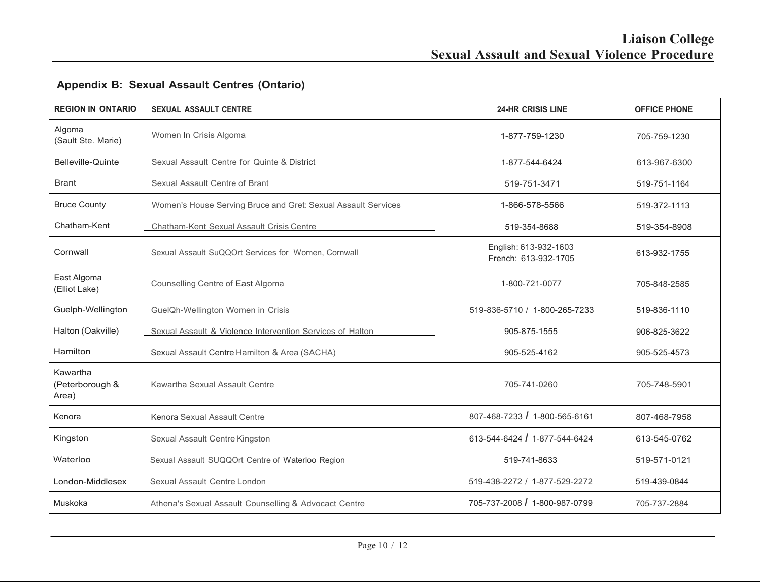## Appendix B: Sexual Assault Centres (Ontario)

| REGION IN ONTARIO | SEXUAL ASSAULT CENTRE | 24-HR CRISIS LINE | OFFICE PHONE |
|---|---|---|---|
| Algoma (Sault Ste. Marie) | Women In Crisis Algoma | 1-877-759-1230 | 705-759-1230 |
| Belleville-Quinte | Sexual Assault Centre for Quinte & District | 1-877-544-6424 | 613-967-6300 |
| Brant | Sexual Assault Centre of Brant | 519-751-3471 | 519-751-1164 |
| Bruce County | Women's House Serving Bruce and Gret: Sexual Assault Services | 1-866-578-5566 | 519-372-1113 |
| Chatham-Kent | Chatham-Kent Sexual Assault Crisis Centre | 519-354-8688 | 519-354-8908 |
| Cornwall | Sexual Assault SuQQOrt Services for Women, Cornwall | English: 613-932-1603<br>French: 613-932-1705 | 613-932-1755 |
| East Algoma (Elliot Lake) | Counselling Centre of East Algoma | 1-800-721-0077 | 705-848-2585 |
| Guelph-Wellington | GuelQh-Wellington Women in Crisis | 519-836-5710 / 1-800-265-7233 | 519-836-1110 |
| Halton (Oakville) | Sexual Assault & Violence Intervention Services of Halton | 905-875-1555 | 906-825-3622 |
| Hamilton | Sexual Assault Centre Hamilton & Area (SACHA) | 905-525-4162 | 905-525-4573 |
| Kawartha (Peterborough & Area) | Kawartha Sexual Assault Centre | 705-741-0260 | 705-748-5901 |
| Kenora | Kenora Sexual Assault Centre | 807-468-7233 / 1-800-565-6161 | 807-468-7958 |
| Kingston | Sexual Assault Centre Kingston | 613-544-6424 / 1-877-544-6424 | 613-545-0762 |
| Waterloo | Sexual Assault SUQQOrt Centre of Waterloo Region | 519-741-8633 | 519-571-0121 |
| London-Middlesex | Sexual Assault Centre London | 519-438-2272 / 1-877-529-2272 | 519-439-0844 |
| Muskoka | Athena's Sexual Assault Counselling & Advocact Centre | 705-737-2008 / 1-800-987-0799 | 705-737-2884 |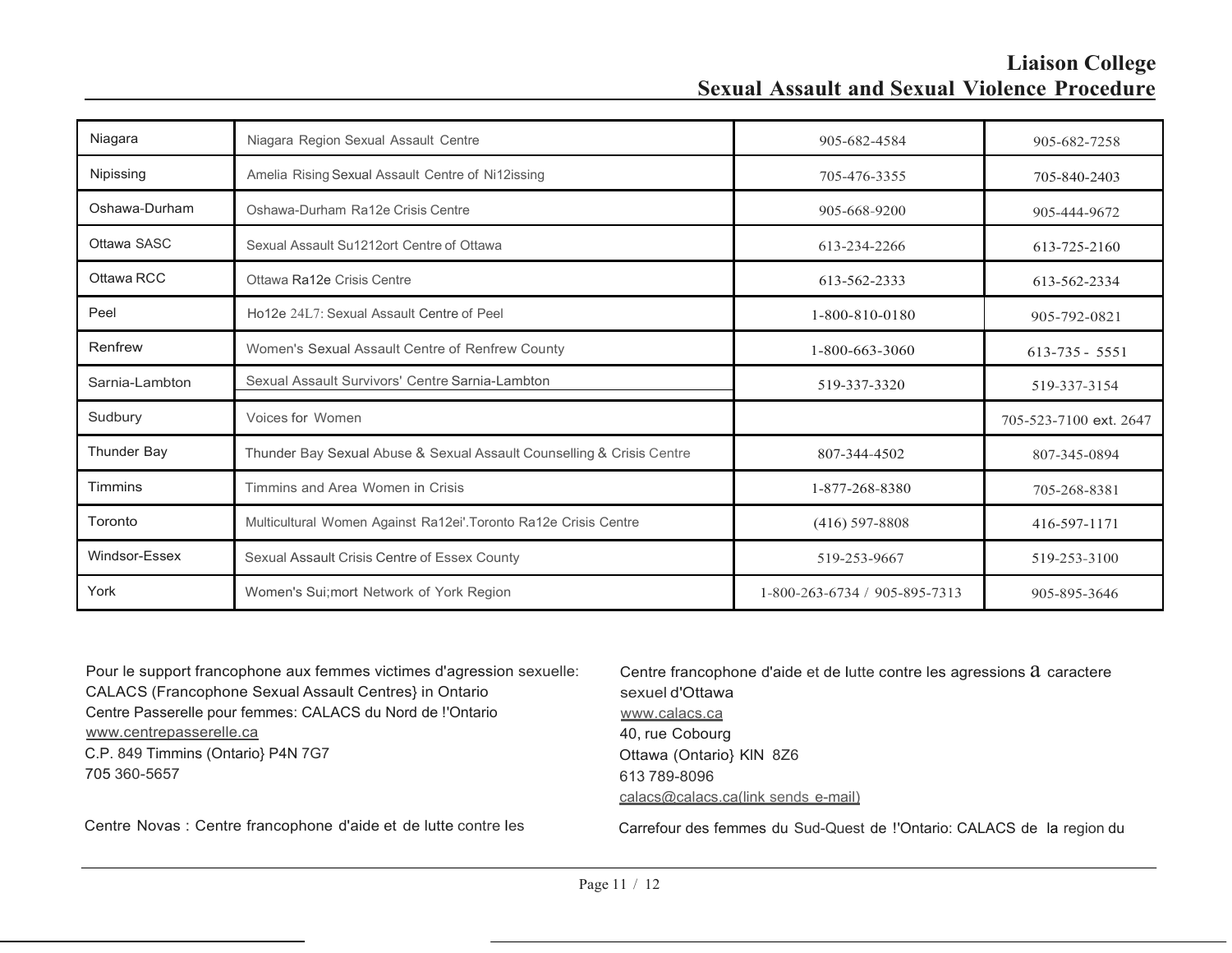| Niagara | Niagara Region Sexual Assault Centre | 905-682-4584 | 905-682-7258 |
|---|---|---|---|
| Nipissing | Amelia Rising Sexual Assault Centre of Ni12issing | 705-476-3355 | 705-840-2403 |
| Oshawa-Durham | Oshawa-Durham Ra12e Crisis Centre | 905-668-9200 | 905-444-9672 |
| Ottawa SASC | Sexual Assault Su1212ort Centre of Ottawa | 613-234-2266 | 613-725-2160 |
| Ottawa RCC | Ottawa Ra12e Crisis Centre | 613-562-2333 | 613-562-2334 |
| Peel | Ho12e 24L7: Sexual Assault Centre of Peel | 1-800-810-0180 | 905-792-0821 |
| Renfrew | Women's Sexual Assault Centre of Renfrew County | 1-800-663-3060 | 613-735 - 5551 |
| Sarnia-Lambton | Sexual Assault Survivors' Centre Sarnia-Lambton | 519-337-3320 | 519-337-3154 |
| Sudbury | Voices for Women | | 705-523-7100 ext. 2647 |
| Thunder Bay | Thunder Bay Sexual Abuse & Sexual Assault Counselling & Crisis Centre | 807-344-4502 | 807-345-0894 |
| Timmins | Timmins and Area Women in Crisis | 1-877-268-8380 | 705-268-8381 |
| Toronto | Multicultural Women Against Ra12ei'.Toronto Ra12e Crisis Centre | (416) 597-8808 | 416-597-1171 |
| Windsor-Essex | Sexual Assault Crisis Centre of Essex County | 519-253-9667 | 519-253-3100 |
| York | Women's Sui;mort Network of York Region | 1-800-263-6734 / 905-895-7313 | 905-895-3646 |

Pour le support francophone aux femmes victimes d'agression sexuelle:
CALACS (Francophone Sexual Assault Centres} in Ontario
Centre Passerelle pour femmes: CALACS du Nord de !'Ontario
www.centrepasserelle.ca
C.P. 849 Timmins (Ontario} P4N 7G7
705 360-5657

Centre Novas : Centre francophone d'aide et de lutte contre les

Centre francophone d'aide et de lutte contre les agressions a caractere sexuel d'Ottawa
www.calacs.ca
40, rue Cobourg
Ottawa (Ontario} KIN 8Z6
613 789-8096
calacs@calacs.ca(link sends e-mail)

Carrefour des femmes du Sud-Quest de !'Ontario: CALACS de la region du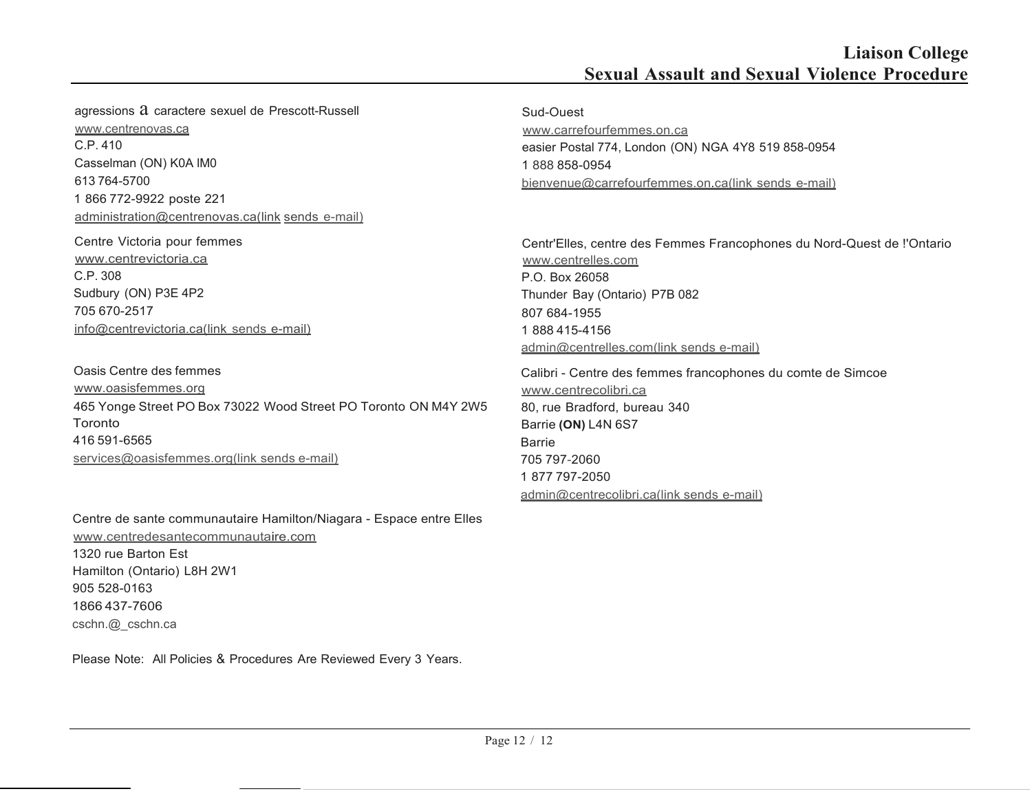agressions a caractere sexuel de Prescott-Russell
www.centrenovas.ca
C.P. 410
Casselman (ON) K0A lM0
613 764-5700
1 866 772-9922 poste 221
administration@centrenovas.ca(link sends e-mail)

Centre Victoria pour femmes
www.centrevictoria.ca
C.P. 308
Sudbury (ON) P3E 4P2
705 670-2517
info@centrevictoria.ca(link sends e-mail)

Oasis Centre des femmes
www.oasisfemmes.org
465 Yonge Street PO Box 73022 Wood Street PO Toronto ON M4Y 2W5
Toronto
416 591-6565
services@oasisfemmes.org(link sends e-mail)

Centre de sante communautaire Hamilton/Niagara - Espace entre Elles
www.centredesantecommunautaire.com
1320 rue Barton Est
Hamilton (Ontario) L8H 2W1
905 528-0163
1866 437-7606
cschn.@_cschn.ca

Sud-Ouest
www.carrefourfemmes.on.ca
easier Postal 774, London (ON) NGA 4Y8 519 858-0954
1 888 858-0954
bienvenue@carrefourfemmes.on.ca(link sends e-mail)

Centr'Elles, centre des Femmes Francophones du Nord-Quest de !'Ontario
www.centrelles.com
P.O. Box 26058
Thunder Bay (Ontario) P7B 082
807 684-1955
1 888 415-4156
admin@centrelles.com(link sends e-mail)

Calibri - Centre des femmes francophones du comte de Simcoe
www.centrecolibri.ca
80, rue Bradford, bureau 340
Barrie **(ON)** L4N 6S7
Barrie
705 797-2060
1 877 797-2050
admin@centrecolibri.ca(link sends e-mail)

Please Note: All Policies & Procedures Are Reviewed Every 3 Years.